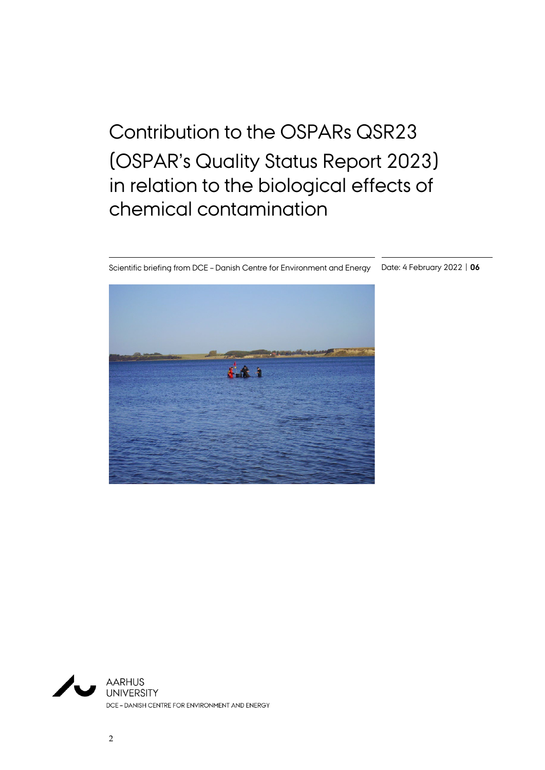# Contribution to the OSPARs QSR23 (OSPAR's Quality Status Report 2023) in relation to the biological effects of chemical contamination

Scientific briefing from DCE – Danish Centre for Environment and Energy

Date: 4 February 2022 | **06**

AARHUS UNIVERSITY
DCE – DANISH CENTRE FOR ENVIRONMENT AND ENERGY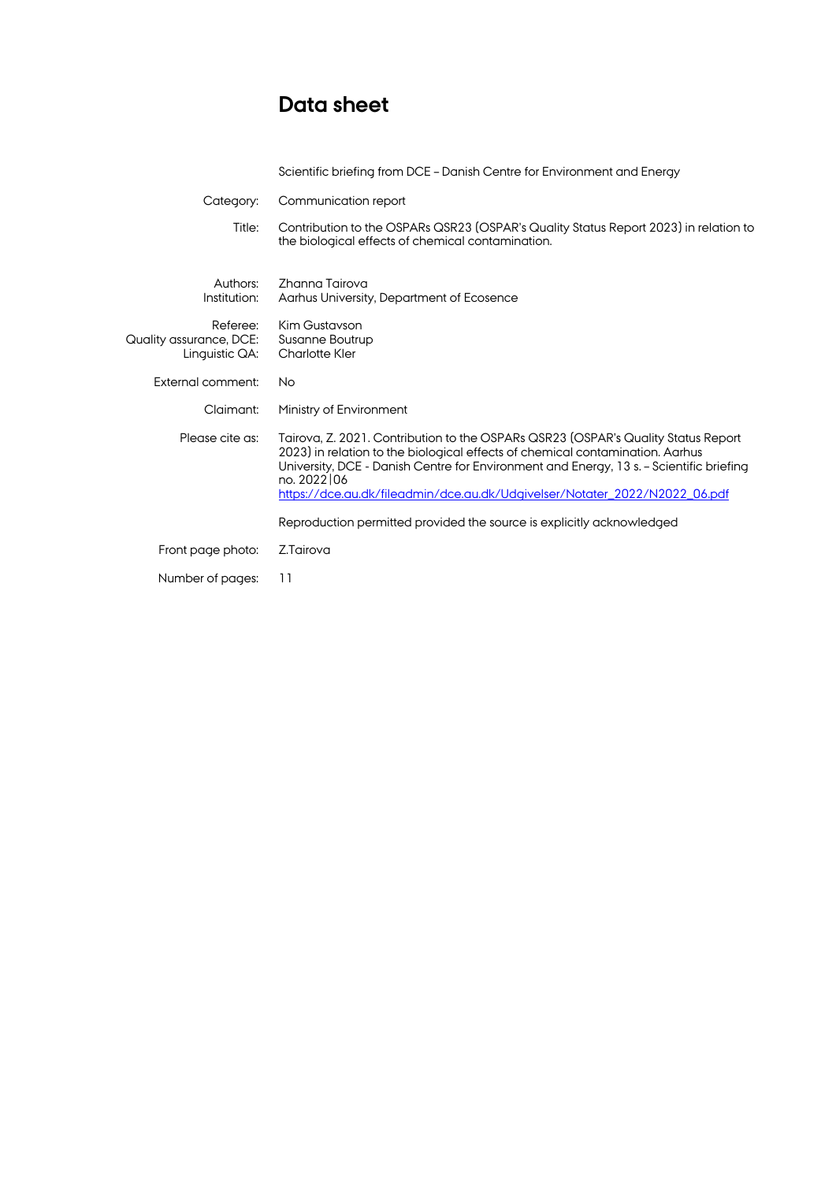# Data sheet

| | |
|---|---|
| | Scientific briefing from DCE – Danish Centre for Environment and Energy |
| Category: | Communication report |
| Title: | Contribution to the OSPARs QSR23 (OSPAR's Quality Status Report 2023) in relation to the biological effects of chemical contamination. |
| Authors: | Zhanna Tairova |
| Institution: | Aarhus University, Department of Ecosence |
| Referee: | Kim Gustavson |
| Quality assurance, DCE: | Susanne Boutrup |
| Linguistic QA: | Charlotte Kler |
| External comment: | No |
| Claimant: | Ministry of Environment |
| Please cite as: | Tairova, Z. 2021. Contribution to the OSPARs QSR23 (OSPAR's Quality Status Report 2023) in relation to the biological effects of chemical contamination. Aarhus University, DCE - Danish Centre for Environment and Energy, 13 s. – Scientific briefing no. 2022\|06 https://dce.au.dk/fileadmin/dce.au.dk/Udgivelser/Notater_2022/N2022_06.pdf |
| | Reproduction permitted provided the source is explicitly acknowledged |
| Front page photo: | Z.Tairova |
| Number of pages: | 11 |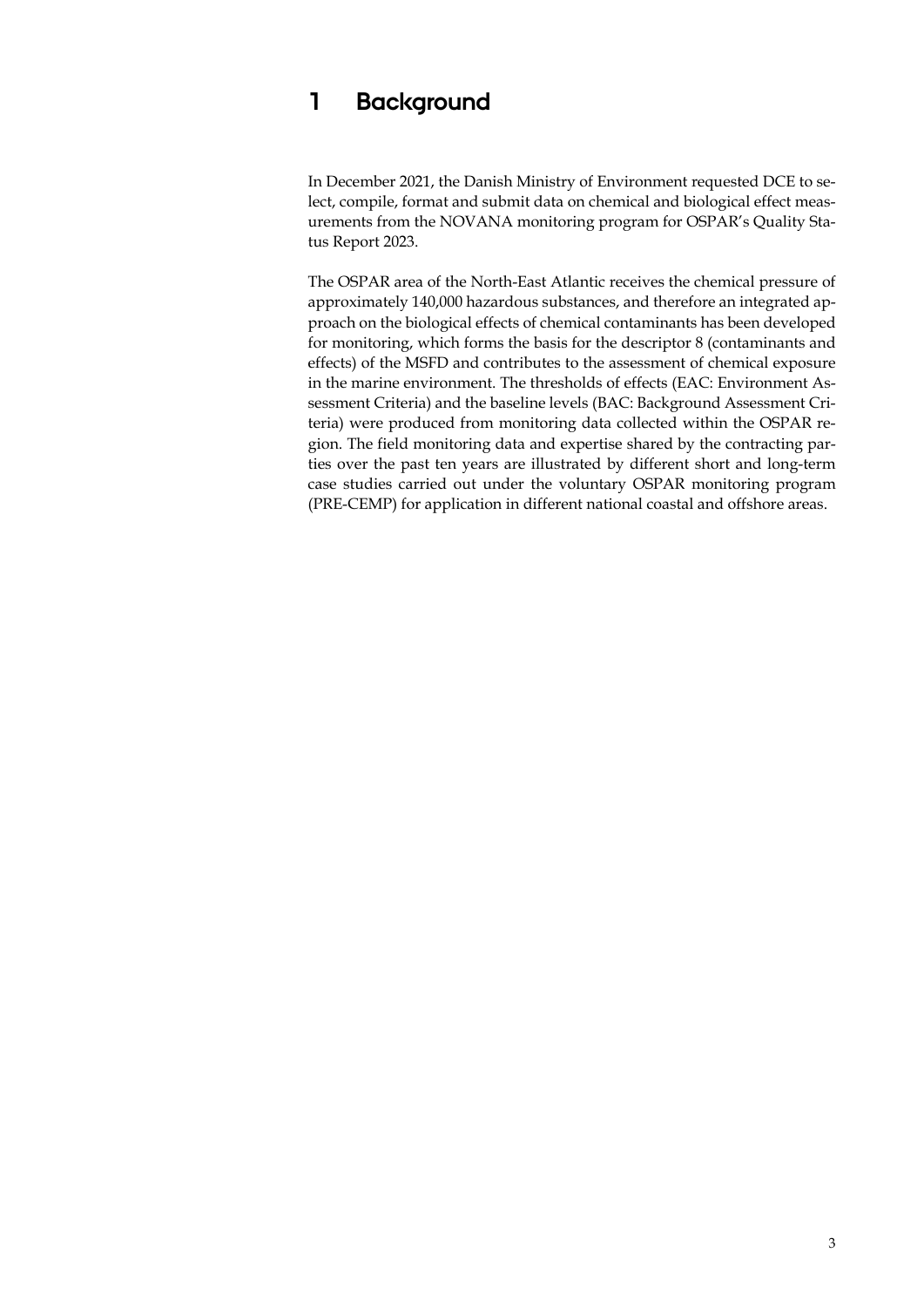# 1 Background

In December 2021, the Danish Ministry of Environment requested DCE to select, compile, format and submit data on chemical and biological effect measurements from the NOVANA monitoring program for OSPAR's Quality Status Report 2023.

The OSPAR area of the North-East Atlantic receives the chemical pressure of approximately 140,000 hazardous substances, and therefore an integrated approach on the biological effects of chemical contaminants has been developed for monitoring, which forms the basis for the descriptor 8 (contaminants and effects) of the MSFD and contributes to the assessment of chemical exposure in the marine environment. The thresholds of effects (EAC: Environment Assessment Criteria) and the baseline levels (BAC: Background Assessment Criteria) were produced from monitoring data collected within the OSPAR region. The field monitoring data and expertise shared by the contracting parties over the past ten years are illustrated by different short and long-term case studies carried out under the voluntary OSPAR monitoring program (PRE-CEMP) for application in different national coastal and offshore areas.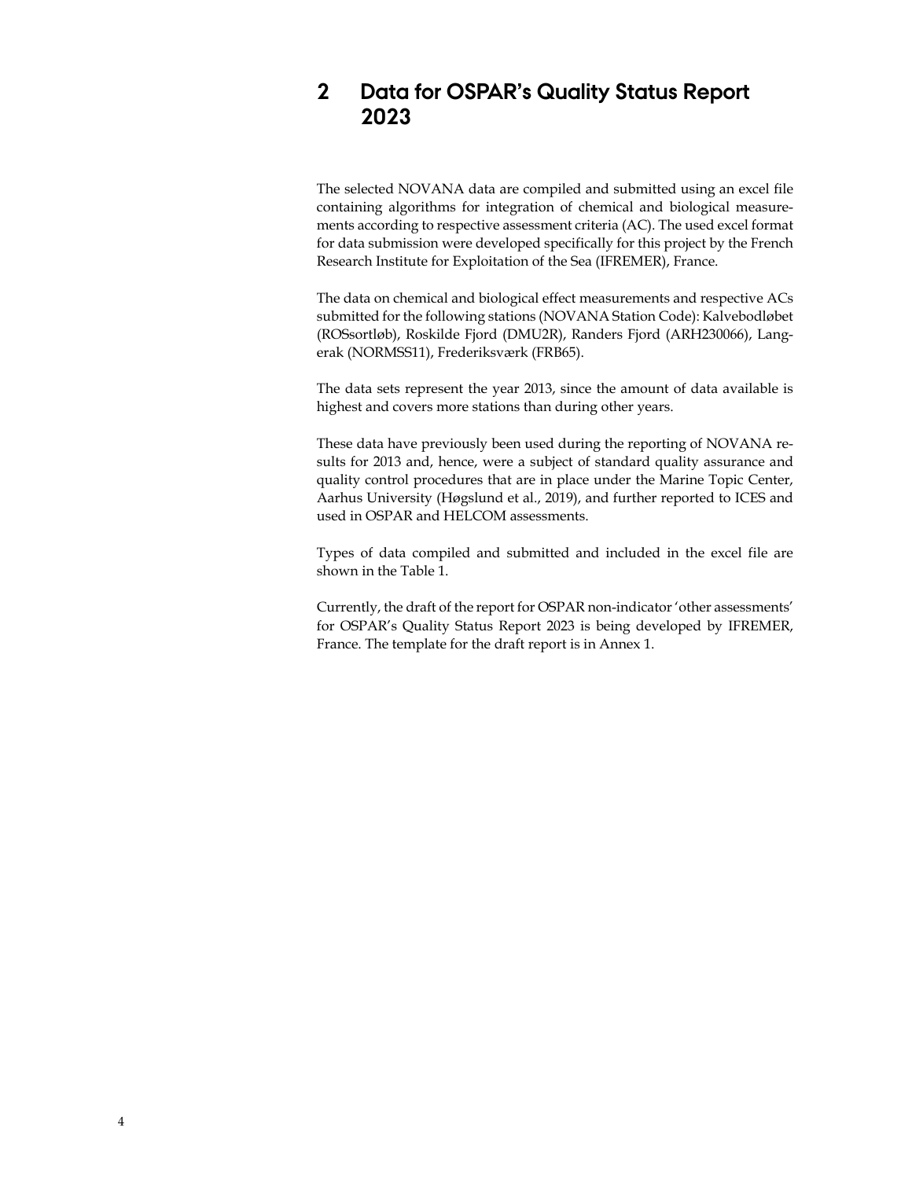# 2 Data for OSPAR's Quality Status Report 2023

The selected NOVANA data are compiled and submitted using an excel file containing algorithms for integration of chemical and biological measurements according to respective assessment criteria (AC). The used excel format for data submission were developed specifically for this project by the French Research Institute for Exploitation of the Sea (IFREMER), France.

The data on chemical and biological effect measurements and respective ACs submitted for the following stations (NOVANA Station Code): Kalvebodløbet (ROSsortløb), Roskilde Fjord (DMU2R), Randers Fjord (ARH230066), Langerak (NORMSS11), Frederiksværk (FRB65).

The data sets represent the year 2013, since the amount of data available is highest and covers more stations than during other years.

These data have previously been used during the reporting of NOVANA results for 2013 and, hence, were a subject of standard quality assurance and quality control procedures that are in place under the Marine Topic Center, Aarhus University (Høgslund et al., 2019), and further reported to ICES and used in OSPAR and HELCOM assessments.

Types of data compiled and submitted and included in the excel file are shown in the Table 1.

Currently, the draft of the report for OSPAR non-indicator 'other assessments' for OSPAR's Quality Status Report 2023 is being developed by IFREMER, France. The template for the draft report is in Annex 1.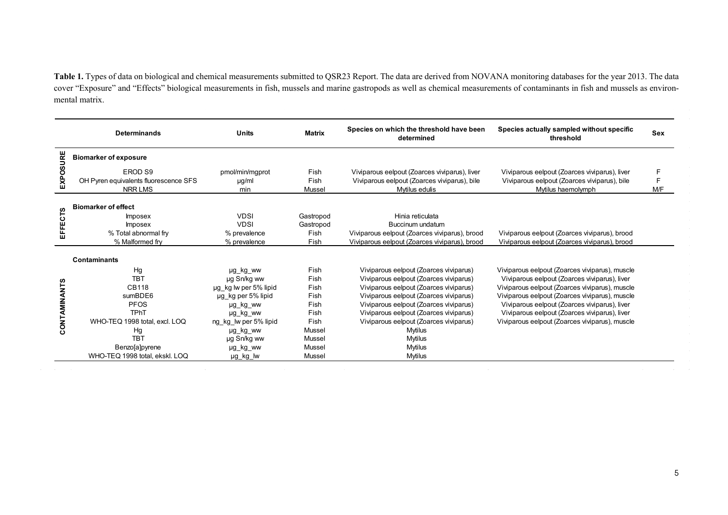**Table 1.** Types of data on biological and chemical measurements submitted to QSR23 Report. The data are derived from NOVANA monitoring databases for the year 2013. The data cover "Exposure" and "Effects" biological measurements in fish, mussels and marine gastropods as well as chemical measurements of contaminants in fish and mussels as environmental matrix.

| | Determinands | Units | Matrix | Species on which the threshold have been determined | Species actually sampled without specific threshold | Sex |
|---|---|---|---|---|---|---|
| EXPOSURE | **Biomarker of exposure** | | | | | |
| | EROD S9 | pmol/min/mgprot | Fish | Viviparous eelpout (Zoarces viviparus), liver | Viviparous eelpout (Zoarces viviparus), liver | F |
| | OH Pyren equivalents fluorescence SFS | µg/ml | Fish | Viviparous eelpout (Zoarces viviparus), bile | Viviparous eelpout (Zoarces viviparus), bile | F |
| | NRR LMS | min | Mussel | Mytilus edulis | Mytilus haemolymph | M/F |
| EFFECTS | **Biomarker of effect** | | | | | |
| | Imposex | VDSI | Gastropod | Hinia reticulata | | |
| | Imposex | VDSI | Gastropod | Buccinum undatum | | |
| | % Total abnormal fry | % prevalence | Fish | Viviparous eelpout (Zoarces viviparus), brood | Viviparous eelpout (Zoarces viviparus), brood | |
| | % Malformed fry | % prevalence | Fish | Viviparous eelpout (Zoarces viviparus), brood | Viviparous eelpout (Zoarces viviparus), brood | |
| CONTAMINANTS | **Contaminants** | | | | | |
| | Hg | µg_kg_ww | Fish | Viviparous eelpout (Zoarces viviparus) | Viviparous eelpout (Zoarces viviparus), muscle | |
| | TBT | µg Sn/kg ww | Fish | Viviparous eelpout (Zoarces viviparus) | Viviparous eelpout (Zoarces viviparus), liver | |
| | CB118 | µg_kg lw per 5% lipid | Fish | Viviparous eelpout (Zoarces viviparus) | Viviparous eelpout (Zoarces viviparus), muscle | |
| | sumBDE6 | µg_kg per 5% lipid | Fish | Viviparous eelpout (Zoarces viviparus) | Viviparous eelpout (Zoarces viviparus), muscle | |
| | PFOS | µg_kg_ww | Fish | Viviparous eelpout (Zoarces viviparus) | Viviparous eelpout (Zoarces viviparus), liver | |
| | TPhT | µg_kg_ww | Fish | Viviparous eelpout (Zoarces viviparus) | Viviparous eelpout (Zoarces viviparus), liver | |
| | WHO-TEQ 1998 total, excl. LOQ | ng_kg_lw per 5% lipid | Fish | Viviparous eelpout (Zoarces viviparus) | Viviparous eelpout (Zoarces viviparus), muscle | |
| | Hg | µg_kg_ww | Mussel | Mytilus | | |
| | TBT | µg Sn/kg ww | Mussel | Mytilus | | |
| | Benzo[a]pyrene | µg_kg_ww | Mussel | Mytilus | | |
| | WHO-TEQ 1998 total, ekskl. LOQ | µg_kg_lw | Mussel | Mytilus | | |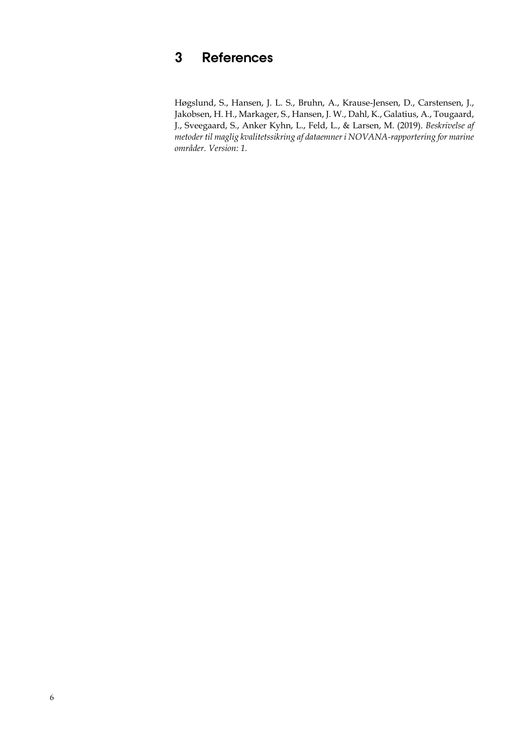# 3 References

Høgslund, S., Hansen, J. L. S., Bruhn, A., Krause-Jensen, D., Carstensen, J., Jakobsen, H. H., Markager, S., Hansen, J. W., Dahl, K., Galatius, A., Tougaard, J., Sveegaard, S., Anker Kyhn, L., Feld, L., & Larsen, M. (2019). *Beskrivelse af metoder til maglig kvalitetssikring af dataemner i NOVANA-rapportering for marine områder. Version: 1.*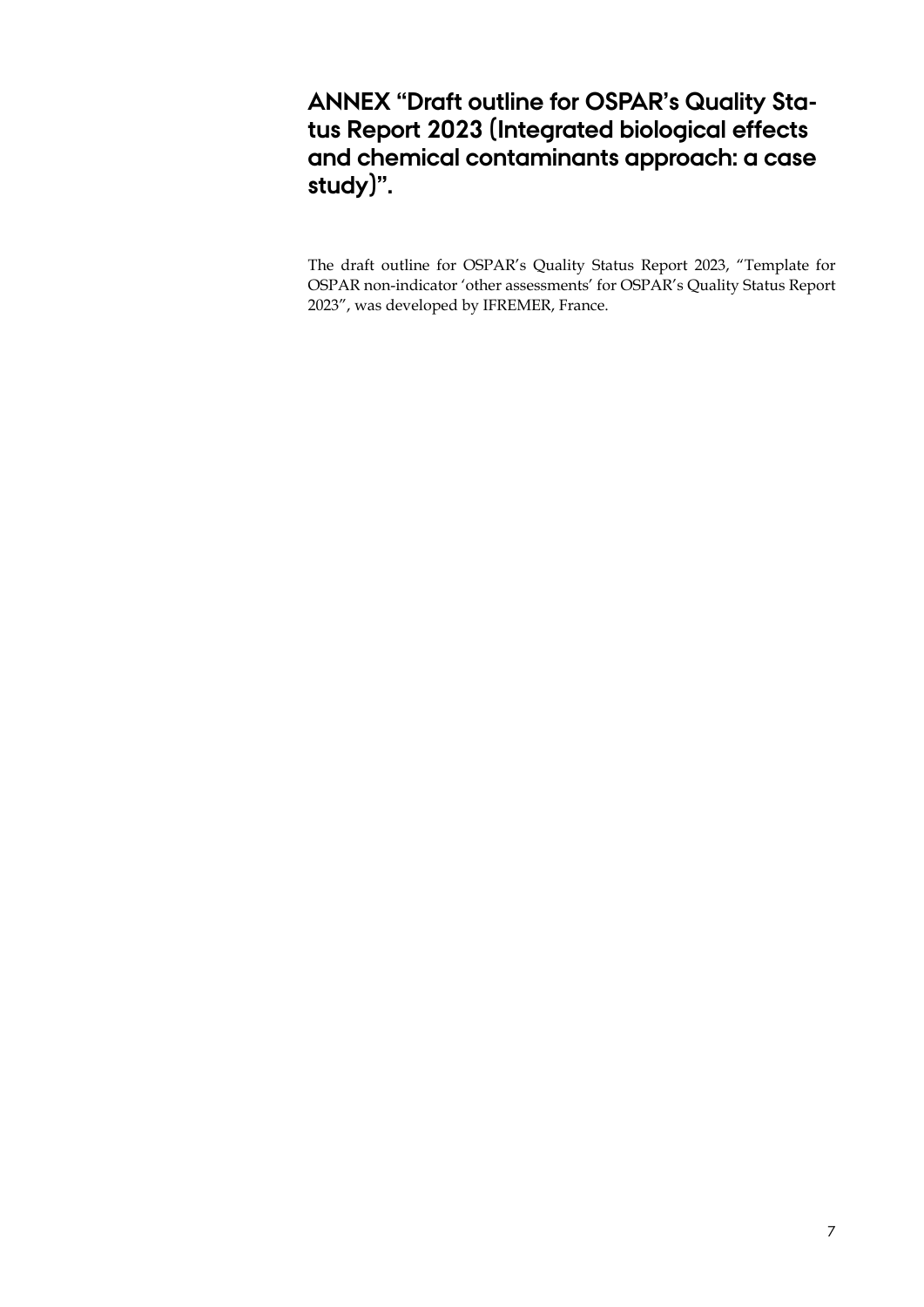# ANNEX "Draft outline for OSPAR's Quality Status Report 2023 (Integrated biological effects and chemical contaminants approach: a case study)".

The draft outline for OSPAR's Quality Status Report 2023, "Template for OSPAR non-indicator 'other assessments' for OSPAR's Quality Status Report 2023", was developed by IFREMER, France.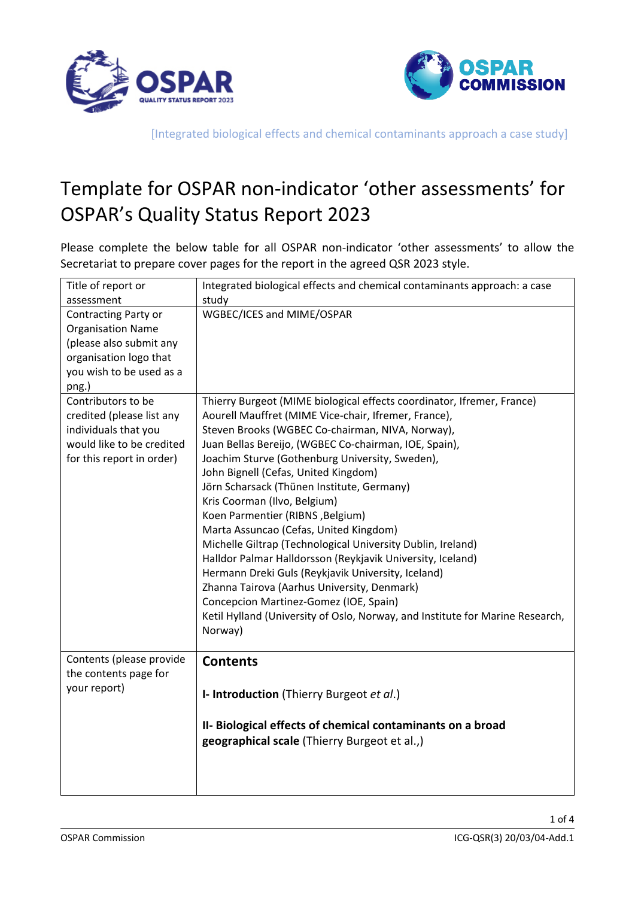[Integrated biological effects and chemical contaminants approach a case study]

# Template for OSPAR non-indicator 'other assessments' for OSPAR's Quality Status Report 2023

Please complete the below table for all OSPAR non-indicator 'other assessments' to allow the Secretariat to prepare cover pages for the report in the agreed QSR 2023 style.

| | |
|---|---|
| Title of report or assessment | Integrated biological effects and chemical contaminants approach: a case study |
| Contracting Party or Organisation Name (please also submit any organisation logo that you wish to be used as a png.) | WGBEC/ICES and MIME/OSPAR |
| Contributors to be credited (please list any individuals that you would like to be credited for this report in order) | Thierry Burgeot (MIME biological effects coordinator, Ifremer, France)<br>Aourell Mauffret (MIME Vice-chair, Ifremer, France),<br>Steven Brooks (WGBEC Co-chairman, NIVA, Norway),<br>Juan Bellas Bereijo, (WGBEC Co-chairman, IOE, Spain),<br>Joachim Sturve (Gothenburg University, Sweden),<br>John Bignell (Cefas, United Kingdom)<br>Jörn Scharsack (Thünen Institute, Germany)<br>Kris Coorman (Ilvo, Belgium)<br>Koen Parmentier (RIBNS ,Belgium)<br>Marta Assuncao (Cefas, United Kingdom)<br>Michelle Giltrap (Technological University Dublin, Ireland)<br>Halldor Palmar Halldorsson (Reykjavik University, Iceland)<br>Hermann Dreki Guls (Reykjavik University, Iceland)<br>Zhanna Tairova (Aarhus University, Denmark)<br>Concepcion Martinez-Gomez (IOE, Spain)<br>Ketil Hylland (University of Oslo, Norway, and Institute for Marine Research, Norway) |
| Contents (please provide the contents page for your report) | **Contents**<br><br>**I- Introduction** (Thierry Burgeot *et al*.)<br><br>**II- Biological effects of chemical contaminants on a broad geographical scale** (Thierry Burgeot et al.,) |

OSPAR Commission ICG-QSR(3) 20/03/04-Add.1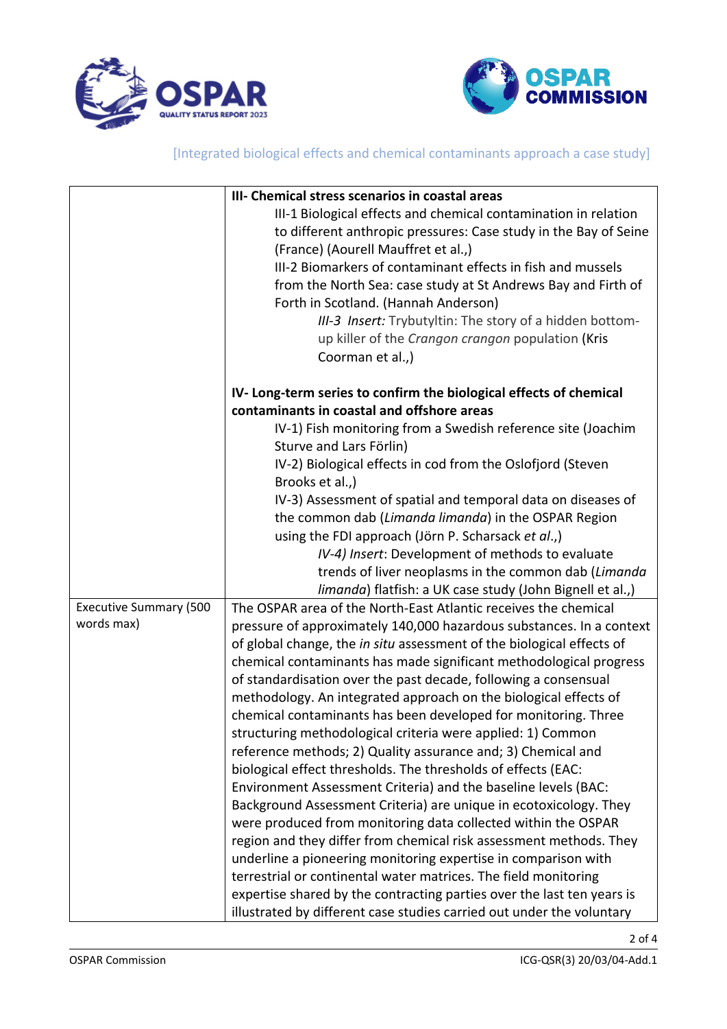[Integrated biological effects and chemical contaminants approach a case study]

| | |
|---|---|
| | **III- Chemical stress scenarios in coastal areas**<br>III-1 Biological effects and chemical contamination in relation to different anthropic pressures: Case study in the Bay of Seine (France) (Aourell Mauffret et al.,)<br>III-2 Biomarkers of contaminant effects in fish and mussels from the North Sea: case study at St Andrews Bay and Firth of Forth in Scotland. (Hannah Anderson)<br>*III-3 Insert:* Trybutyltin: The story of a hidden bottom-up killer of the *Crangon crangon* population (Kris Coorman et al.,)<br><br>**IV- Long-term series to confirm the biological effects of chemical contaminants in coastal and offshore areas**<br>IV-1) Fish monitoring from a Swedish reference site (Joachim Sturve and Lars Förlin)<br>IV-2) Biological effects in cod from the Oslofjord (Steven Brooks et al.,)<br>IV-3) Assessment of spatial and temporal data on diseases of the common dab (*Limanda limanda*) in the OSPAR Region using the FDI approach (Jörn P. Scharsack *et al*.,)<br>*IV-4) Insert*: Development of methods to evaluate trends of liver neoplasms in the common dab (*Limanda limanda*) flatfish: a UK case study (John Bignell et al.,) |
| Executive Summary (500 words max) | The OSPAR area of the North-East Atlantic receives the chemical pressure of approximately 140,000 hazardous substances. In a context of global change, the *in situ* assessment of the biological effects of chemical contaminants has made significant methodological progress of standardisation over the past decade, following a consensual methodology. An integrated approach on the biological effects of chemical contaminants has been developed for monitoring. Three structuring methodological criteria were applied: 1) Common reference methods; 2) Quality assurance and; 3) Chemical and biological effect thresholds. The thresholds of effects (EAC: Environment Assessment Criteria) and the baseline levels (BAC: Background Assessment Criteria) are unique in ecotoxicology. They were produced from monitoring data collected within the OSPAR region and they differ from chemical risk assessment methods. They underline a pioneering monitoring expertise in comparison with terrestrial or continental water matrices. The field monitoring expertise shared by the contracting parties over the last ten years is illustrated by different case studies carried out under the voluntary |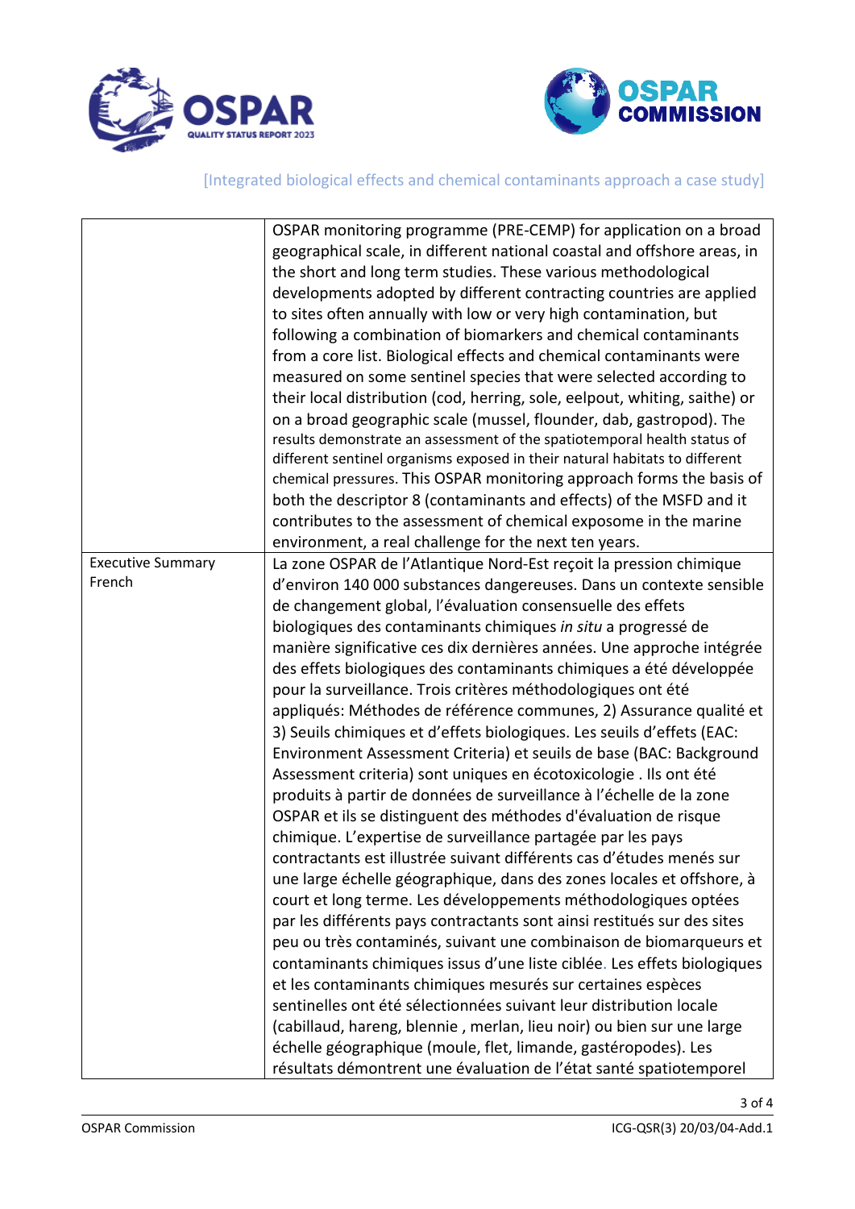| | |
|---|---|
| | OSPAR monitoring programme (PRE-CEMP) for application on a broad geographical scale, in different national coastal and offshore areas, in the short and long term studies. These various methodological developments adopted by different contracting countries are applied to sites often annually with low or very high contamination, but following a combination of biomarkers and chemical contaminants from a core list. Biological effects and chemical contaminants were measured on some sentinel species that were selected according to their local distribution (cod, herring, sole, eelpout, whiting, saithe) or on a broad geographic scale (mussel, flounder, dab, gastropod). The results demonstrate an assessment of the spatiotemporal health status of different sentinel organisms exposed in their natural habitats to different chemical pressures. This OSPAR monitoring approach forms the basis of both the descriptor 8 (contaminants and effects) of the MSFD and it contributes to the assessment of chemical exposome in the marine environment, a real challenge for the next ten years. |
| Executive Summary French | La zone OSPAR de l'Atlantique Nord-Est reçoit la pression chimique d'environ 140 000 substances dangereuses. Dans un contexte sensible de changement global, l'évaluation consensuelle des effets biologiques des contaminants chimiques *in situ* a progressé de manière significative ces dix dernières années. Une approche intégrée des effets biologiques des contaminants chimiques a été développée pour la surveillance. Trois critères méthodologiques ont été appliqués: Méthodes de référence communes, 2) Assurance qualité et 3) Seuils chimiques et d'effets biologiques. Les seuils d'effets (EAC: Environment Assessment Criteria) et seuils de base (BAC: Background Assessment criteria) sont uniques en écotoxicologie . Ils ont été produits à partir de données de surveillance à l'échelle de la zone OSPAR et ils se distinguent des méthodes d'évaluation de risque chimique. L'expertise de surveillance partagée par les pays contractants est illustrée suivant différents cas d'études menés sur une large échelle géographique, dans des zones locales et offshore, à court et long terme. Les développements méthodologiques optées par les différents pays contractants sont ainsi restitués sur des sites peu ou très contaminés, suivant une combinaison de biomarqueurs et contaminants chimiques issus d'une liste ciblée. Les effets biologiques et les contaminants chimiques mesurés sur certaines espèces sentinelles ont été sélectionnées suivant leur distribution locale (cabillaud, hareng, blennie , merlan, lieu noir) ou bien sur une large échelle géographique (moule, flet, limande, gastéropodes). Les résultats démontrent une évaluation de l'état santé spatiotemporel |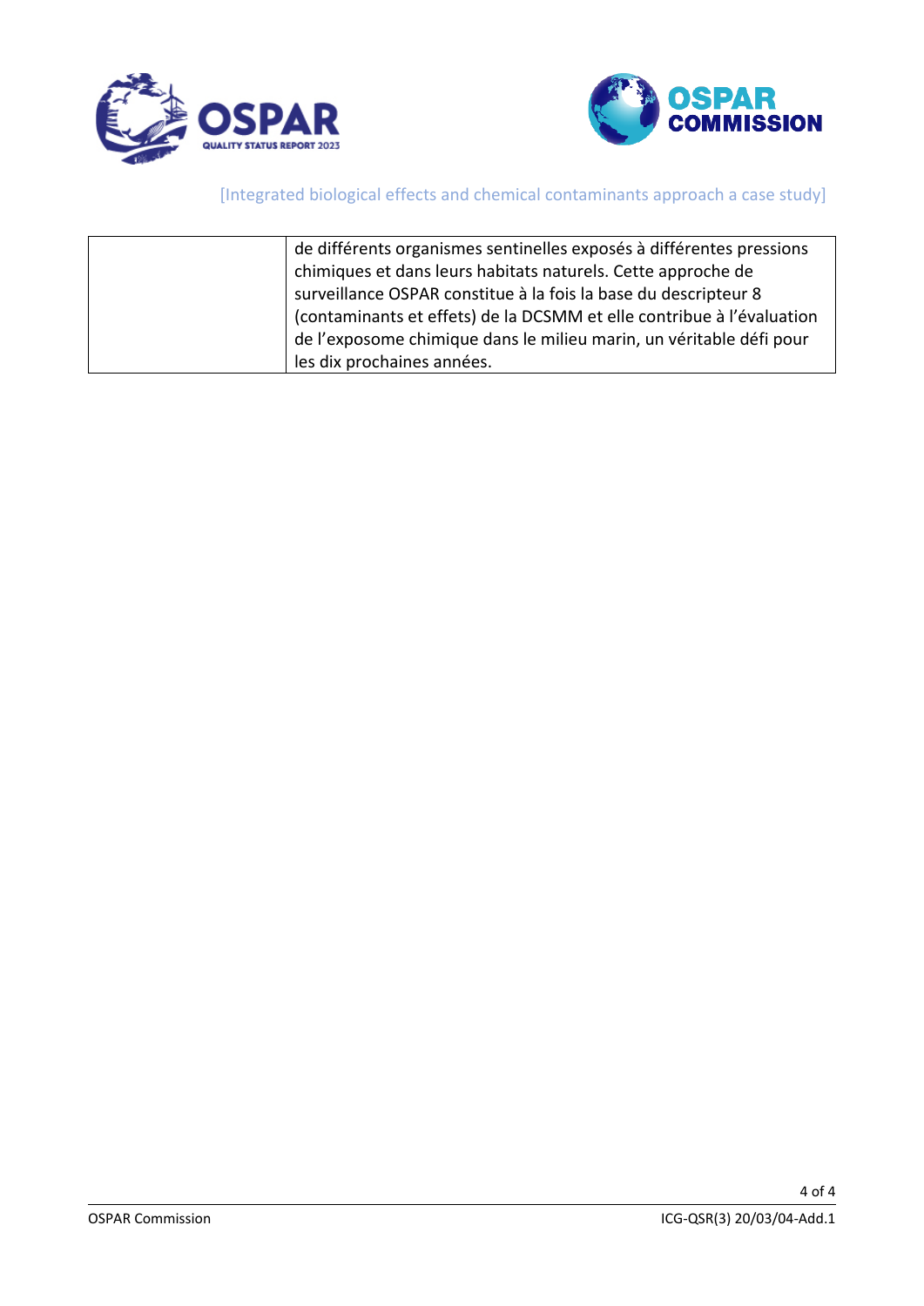| | |
|---|---|
| | de différents organismes sentinelles exposés à différentes pressions chimiques et dans leurs habitats naturels. Cette approche de surveillance OSPAR constitue à la fois la base du descripteur 8 (contaminants et effets) de la DCSMM et elle contribue à l'évaluation de l'exposome chimique dans le milieu marin, un véritable défi pour les dix prochaines années. |